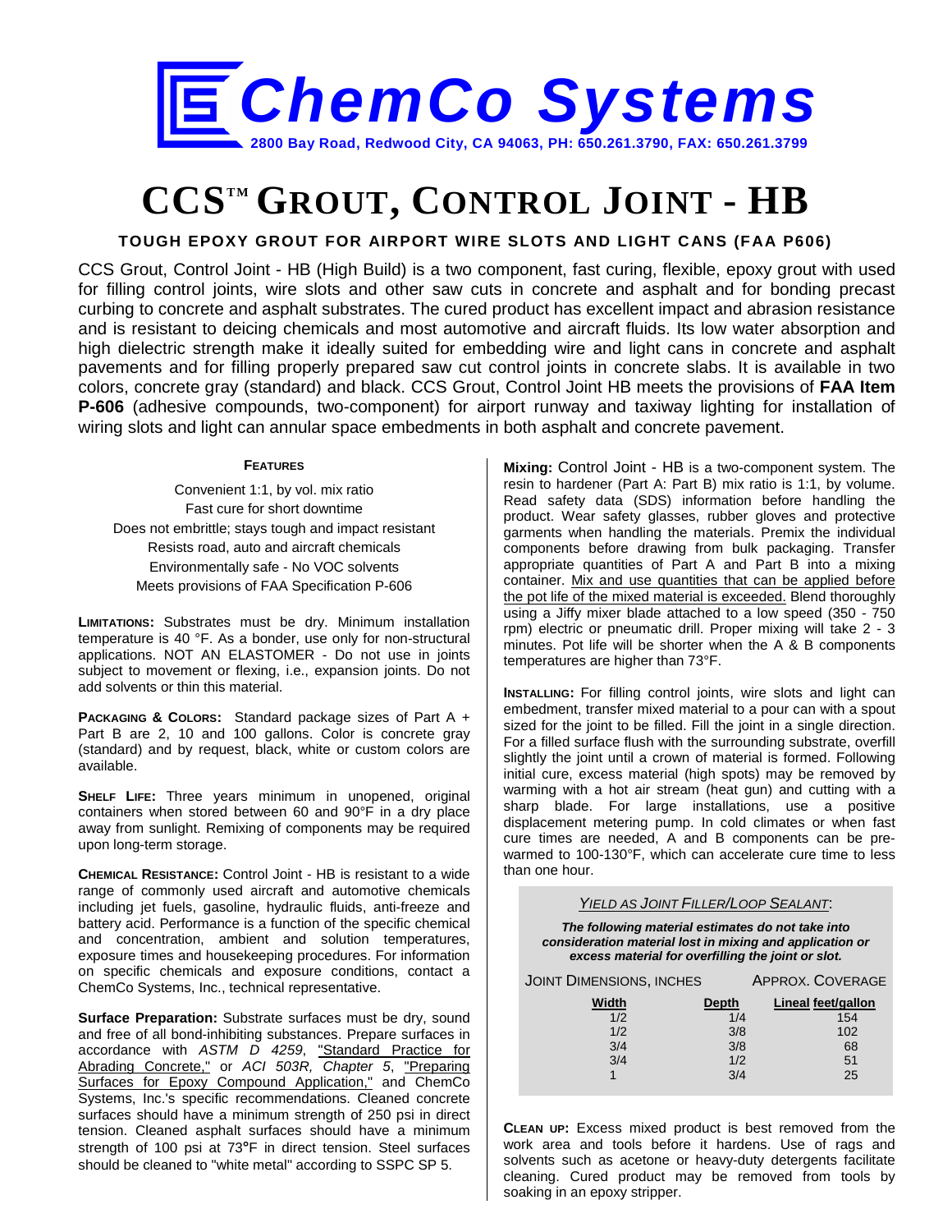# ChemCo Systems

2800 Bay Road, Redwood City, CA 94063, PH: 650.261.3790, FAX: 650.261.3799

# CCS™ GROUT, CONTROL JOINT - HB

## TOUGH EPOXY GROUT FOR AIRPORT WIRE SLOTS AND LIGHT CANS (FAA P606)

CCS Grout, Control Joint - HB (High Build) is a two component, fast curing, flexible, epoxy grout with used for filling control joints, wire slots and other saw cuts in concrete and asphalt and for bonding precast curbing to concrete and asphalt substrates. The cured product has excellent impact and abrasion resistance and is resistant to deicing chemicals and most automotive and aircraft fluids. Its low water absorption and high dielectric strength make it ideally suited for embedding wire and light cans in concrete and asphalt pavements and for filling properly prepared saw cut control joints in concrete slabs. It is available in two colors, concrete gray (standard) and black. CCS Grout, Control Joint HB meets the provisions of **FAA Item P-606** (adhesive compounds, two-component) for airport runway and taxiway lighting for installation of wiring slots and light can annular space embedments in both asphalt and concrete pavement.

### FEATURES

Convenient 1:1, by vol. mix ratio
Fast cure for short downtime
Does not embrittle; stays tough and impact resistant
Resists road, auto and aircraft chemicals
Environmentally safe - No VOC solvents
Meets provisions of FAA Specification P-606

**LIMITATIONS:** Substrates must be dry. Minimum installation temperature is 40 °F. As a bonder, use only for non-structural applications. NOT AN ELASTOMER - Do not use in joints subject to movement or flexing, i.e., expansion joints. Do not add solvents or thin this material.

**PACKAGING & COLORS:** Standard package sizes of Part A + Part B are 2, 10 and 100 gallons. Color is concrete gray (standard) and by request, black, white or custom colors are available.

**SHELF LIFE:** Three years minimum in unopened, original containers when stored between 60 and 90°F in a dry place away from sunlight. Remixing of components may be required upon long-term storage.

**CHEMICAL RESISTANCE:** Control Joint - HB is resistant to a wide range of commonly used aircraft and automotive chemicals including jet fuels, gasoline, hydraulic fluids, anti-freeze and battery acid. Performance is a function of the specific chemical and concentration, ambient and solution temperatures, exposure times and housekeeping procedures. For information on specific chemicals and exposure conditions, contact a ChemCo Systems, Inc., technical representative.

**Surface Preparation:** Substrate surfaces must be dry, sound and free of all bond-inhibiting substances. Prepare surfaces in accordance with *ASTM D 4259*, "Standard Practice for Abrading Concrete," or *ACI 503R, Chapter 5*, "Preparing Surfaces for Epoxy Compound Application," and ChemCo Systems, Inc.'s specific recommendations. Cleaned concrete surfaces should have a minimum strength of 250 psi in direct tension. Cleaned asphalt surfaces should have a minimum strength of 100 psi at 73°F in direct tension. Steel surfaces should be cleaned to "white metal" according to SSPC SP 5.

**Mixing:** Control Joint - HB is a two-component system. The resin to hardener (Part A: Part B) mix ratio is 1:1, by volume. Read safety data (SDS) information before handling the product. Wear safety glasses, rubber gloves and protective garments when handling the materials. Premix the individual components before drawing from bulk packaging. Transfer appropriate quantities of Part A and Part B into a mixing container. Mix and use quantities that can be applied before the pot life of the mixed material is exceeded. Blend thoroughly using a Jiffy mixer blade attached to a low speed (350 - 750 rpm) electric or pneumatic drill. Proper mixing will take 2 - 3 minutes. Pot life will be shorter when the A & B components temperatures are higher than 73°F.

**INSTALLING:** For filling control joints, wire slots and light can embedment, transfer mixed material to a pour can with a spout sized for the joint to be filled. Fill the joint in a single direction. For a filled surface flush with the surrounding substrate, overfill slightly the joint until a crown of material is formed. Following initial cure, excess material (high spots) may be removed by warming with a hot air stream (heat gun) and cutting with a sharp blade. For large installations, use a positive displacement metering pump. In cold climates or when fast cure times are needed, A and B components can be pre-warmed to 100-130°F, which can accelerate cure time to less than one hour.

*YIELD AS JOINT FILLER/LOOP SEALANT*:

***The following material estimates do not take into consideration material lost in mixing and application or excess material for overfilling the joint or slot.***

| JOINT DIMENSIONS, INCHES | | APPROX. COVERAGE |
|---|---|---|
| Width | Depth | Lineal feet/gallon |
| 1/2 | 1/4 | 154 |
| 1/2 | 3/8 | 102 |
| 3/4 | 3/8 | 68 |
| 3/4 | 1/2 | 51 |
| 1 | 3/4 | 25 |

**CLEAN UP:** Excess mixed product is best removed from the work area and tools before it hardens. Use of rags and solvents such as acetone or heavy-duty detergents facilitate cleaning. Cured product may be removed from tools by soaking in an epoxy stripper.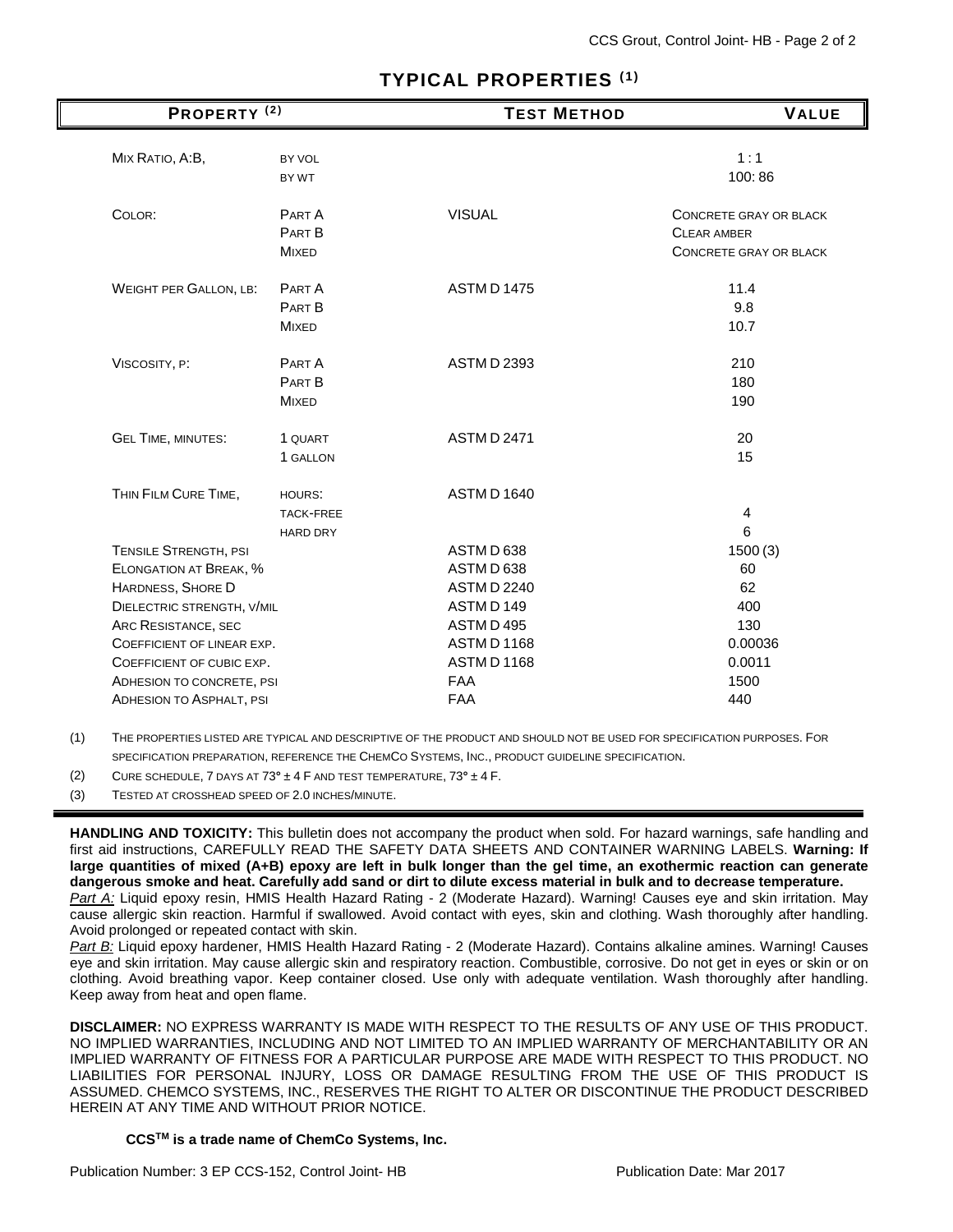## TYPICAL PROPERTIES [1]

| PROPERTY [2] | | TEST METHOD | VALUE |
|---|---|---|---|
| MIX RATIO, A:B, | BY VOL | | 1 : 1 |
| | BY WT | | 100: 86 |
| COLOR: | PART A | VISUAL | CONCRETE GRAY OR BLACK |
| | PART B | | CLEAR AMBER |
| | MIXED | | CONCRETE GRAY OR BLACK |
| WEIGHT PER GALLON, LB: | PART A | ASTM D 1475 | 11.4 |
| | PART B | | 9.8 |
| | MIXED | | 10.7 |
| VISCOSITY, P: | PART A | ASTM D 2393 | 210 |
| | PART B | | 180 |
| | MIXED | | 190 |
| GEL TIME, MINUTES: | 1 QUART | ASTM D 2471 | 20 |
| | 1 GALLON | | 15 |
| THIN FILM CURE TIME, | HOURS: | ASTM D 1640 | |
| | TACK-FREE | | 4 |
| | HARD DRY | | 6 |
| TENSILE STRENGTH, PSI | | ASTM D 638 | 1500 (3) |
| ELONGATION AT BREAK, % | | ASTM D 638 | 60 |
| HARDNESS, SHORE D | | ASTM D 2240 | 62 |
| DIELECTRIC STRENGTH, V/MIL | | ASTM D 149 | 400 |
| ARC RESISTANCE, SEC | | ASTM D 495 | 130 |
| COEFFICIENT OF LINEAR EXP. | | ASTM D 1168 | 0.00036 |
| COEFFICIENT OF CUBIC EXP. | | ASTM D 1168 | 0.0011 |
| ADHESION TO CONCRETE, PSI | | FAA | 1500 |
| ADHESION TO ASPHALT, PSI | | FAA | 440 |

(1) THE PROPERTIES LISTED ARE TYPICAL AND DESCRIPTIVE OF THE PRODUCT AND SHOULD NOT BE USED FOR SPECIFICATION PURPOSES. FOR SPECIFICATION PREPARATION, REFERENCE THE CHEMCO SYSTEMS, INC., PRODUCT GUIDELINE SPECIFICATION.

(2) CURE SCHEDULE, 7 DAYS AT 73° ± 4 F AND TEST TEMPERATURE, 73° ± 4 F.

(3) TESTED AT CROSSHEAD SPEED OF 2.0 INCHES/MINUTE.

**HANDLING AND TOXICITY:** This bulletin does not accompany the product when sold. For hazard warnings, safe handling and first aid instructions, CAREFULLY READ THE SAFETY DATA SHEETS AND CONTAINER WARNING LABELS. **Warning: If large quantities of mixed (A+B) epoxy are left in bulk longer than the gel time, an exothermic reaction can generate dangerous smoke and heat. Carefully add sand or dirt to dilute excess material in bulk and to decrease temperature.**
*Part A:* Liquid epoxy resin, HMIS Health Hazard Rating - 2 (Moderate Hazard). Warning! Causes eye and skin irritation. May cause allergic skin reaction. Harmful if swallowed. Avoid contact with eyes, skin and clothing. Wash thoroughly after handling. Avoid prolonged or repeated contact with skin.
*Part B:* Liquid epoxy hardener, HMIS Health Hazard Rating - 2 (Moderate Hazard). Contains alkaline amines. Warning! Causes eye and skin irritation. May cause allergic skin and respiratory reaction. Combustible, corrosive. Do not get in eyes or skin or on clothing. Avoid breathing vapor. Keep container closed. Use only with adequate ventilation. Wash thoroughly after handling. Keep away from heat and open flame.

**DISCLAIMER:** NO EXPRESS WARRANTY IS MADE WITH RESPECT TO THE RESULTS OF ANY USE OF THIS PRODUCT. NO IMPLIED WARRANTIES, INCLUDING AND NOT LIMITED TO AN IMPLIED WARRANTY OF MERCHANTABILITY OR AN IMPLIED WARRANTY OF FITNESS FOR A PARTICULAR PURPOSE ARE MADE WITH RESPECT TO THIS PRODUCT. NO LIABILITIES FOR PERSONAL INJURY, LOSS OR DAMAGE RESULTING FROM THE USE OF THIS PRODUCT IS ASSUMED. CHEMCO SYSTEMS, INC., RESERVES THE RIGHT TO ALTER OR DISCONTINUE THE PRODUCT DESCRIBED HEREIN AT ANY TIME AND WITHOUT PRIOR NOTICE.

**CCS™ is a trade name of ChemCo Systems, Inc.**

Publication Number: 3 EP CCS-152, Control Joint- HB    Publication Date: Mar 2017